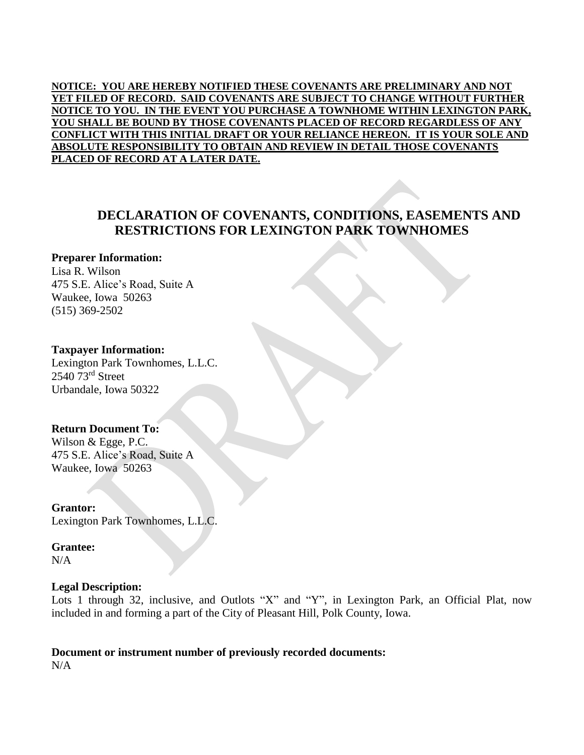**NOTICE: YOU ARE HEREBY NOTIFIED THESE COVENANTS ARE PRELIMINARY AND NOT YET FILED OF RECORD. SAID COVENANTS ARE SUBJECT TO CHANGE WITHOUT FURTHER NOTICE TO YOU. IN THE EVENT YOU PURCHASE A TOWNHOME WITHIN LEXINGTON PARK, YOU SHALL BE BOUND BY THOSE COVENANTS PLACED OF RECORD REGARDLESS OF ANY CONFLICT WITH THIS INITIAL DRAFT OR YOUR RELIANCE HEREON. IT IS YOUR SOLE AND ABSOLUTE RESPONSIBILITY TO OBTAIN AND REVIEW IN DETAIL THOSE COVENANTS PLACED OF RECORD AT A LATER DATE.**

# DECLARATION OF COVENANTS, CONDITIONS, EASEMENTS AND RESTRICTIONS FOR LEXINGTON PARK TOWNHOMES

**Preparer Information:**
Lisa R. Wilson
475 S.E. Alice's Road, Suite A
Waukee, Iowa 50263
(515) 369-2502

**Taxpayer Information:**
Lexington Park Townhomes, L.L.C.
2540 73rd Street
Urbandale, Iowa 50322

**Return Document To:**
Wilson & Egge, P.C.
475 S.E. Alice's Road, Suite A
Waukee, Iowa 50263

**Grantor:**
Lexington Park Townhomes, L.L.C.

**Grantee:**
N/A

**Legal Description:**
Lots 1 through 32, inclusive, and Outlots "X" and "Y", in Lexington Park, an Official Plat, now included in and forming a part of the City of Pleasant Hill, Polk County, Iowa.

**Document or instrument number of previously recorded documents:**
N/A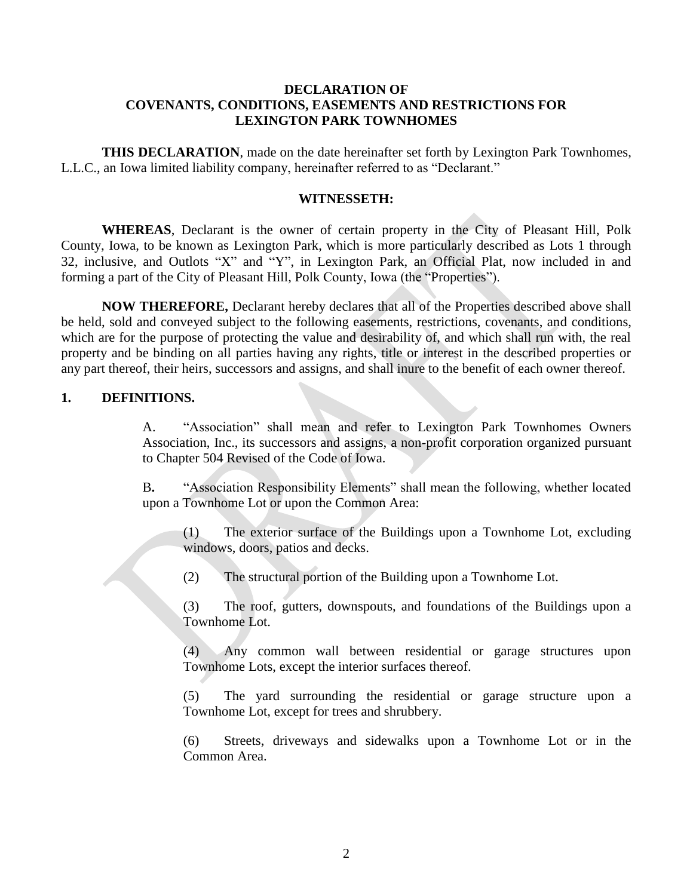**DECLARATION OF**
**COVENANTS, CONDITIONS, EASEMENTS AND RESTRICTIONS FOR**
**LEXINGTON PARK TOWNHOMES**

**THIS DECLARATION**, made on the date hereinafter set forth by Lexington Park Townhomes, L.L.C., an Iowa limited liability company, hereinafter referred to as "Declarant."

**WITNESSETH:**

**WHEREAS**, Declarant is the owner of certain property in the City of Pleasant Hill, Polk County, Iowa, to be known as Lexington Park, which is more particularly described as Lots 1 through 32, inclusive, and Outlots "X" and "Y", in Lexington Park, an Official Plat, now included in and forming a part of the City of Pleasant Hill, Polk County, Iowa (the "Properties").

**NOW THEREFORE,** Declarant hereby declares that all of the Properties described above shall be held, sold and conveyed subject to the following easements, restrictions, covenants, and conditions, which are for the purpose of protecting the value and desirability of, and which shall run with, the real property and be binding on all parties having any rights, title or interest in the described properties or any part thereof, their heirs, successors and assigns, and shall inure to the benefit of each owner thereof.

**1. DEFINITIONS.**

A. "Association" shall mean and refer to Lexington Park Townhomes Owners Association, Inc., its successors and assigns, a non-profit corporation organized pursuant to Chapter 504 Revised of the Code of Iowa.

B**.** "Association Responsibility Elements" shall mean the following, whether located upon a Townhome Lot or upon the Common Area:

(1) The exterior surface of the Buildings upon a Townhome Lot, excluding windows, doors, patios and decks.

(2) The structural portion of the Building upon a Townhome Lot.

(3) The roof, gutters, downspouts, and foundations of the Buildings upon a Townhome Lot.

(4) Any common wall between residential or garage structures upon Townhome Lots, except the interior surfaces thereof.

(5) The yard surrounding the residential or garage structure upon a Townhome Lot, except for trees and shrubbery.

(6) Streets, driveways and sidewalks upon a Townhome Lot or in the Common Area.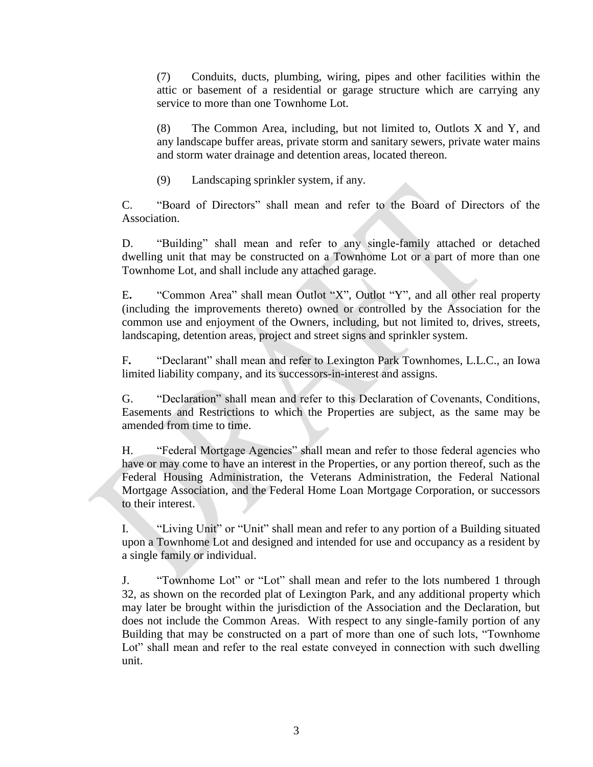(7) Conduits, ducts, plumbing, wiring, pipes and other facilities within the attic or basement of a residential or garage structure which are carrying any service to more than one Townhome Lot.

(8) The Common Area, including, but not limited to, Outlots X and Y, and any landscape buffer areas, private storm and sanitary sewers, private water mains and storm water drainage and detention areas, located thereon.

(9) Landscaping sprinkler system, if any.

C. "Board of Directors" shall mean and refer to the Board of Directors of the Association.

D. "Building" shall mean and refer to any single-family attached or detached dwelling unit that may be constructed on a Townhome Lot or a part of more than one Townhome Lot, and shall include any attached garage.

E**.** "Common Area" shall mean Outlot "X", Outlot "Y", and all other real property (including the improvements thereto) owned or controlled by the Association for the common use and enjoyment of the Owners, including, but not limited to, drives, streets, landscaping, detention areas, project and street signs and sprinkler system.

F**.** "Declarant" shall mean and refer to Lexington Park Townhomes, L.L.C., an Iowa limited liability company, and its successors-in-interest and assigns.

G. "Declaration" shall mean and refer to this Declaration of Covenants, Conditions, Easements and Restrictions to which the Properties are subject, as the same may be amended from time to time.

H. "Federal Mortgage Agencies" shall mean and refer to those federal agencies who have or may come to have an interest in the Properties, or any portion thereof, such as the Federal Housing Administration, the Veterans Administration, the Federal National Mortgage Association, and the Federal Home Loan Mortgage Corporation, or successors to their interest.

I. "Living Unit" or "Unit" shall mean and refer to any portion of a Building situated upon a Townhome Lot and designed and intended for use and occupancy as a resident by a single family or individual.

J. "Townhome Lot" or "Lot" shall mean and refer to the lots numbered 1 through 32, as shown on the recorded plat of Lexington Park, and any additional property which may later be brought within the jurisdiction of the Association and the Declaration, but does not include the Common Areas. With respect to any single-family portion of any Building that may be constructed on a part of more than one of such lots, "Townhome Lot" shall mean and refer to the real estate conveyed in connection with such dwelling unit.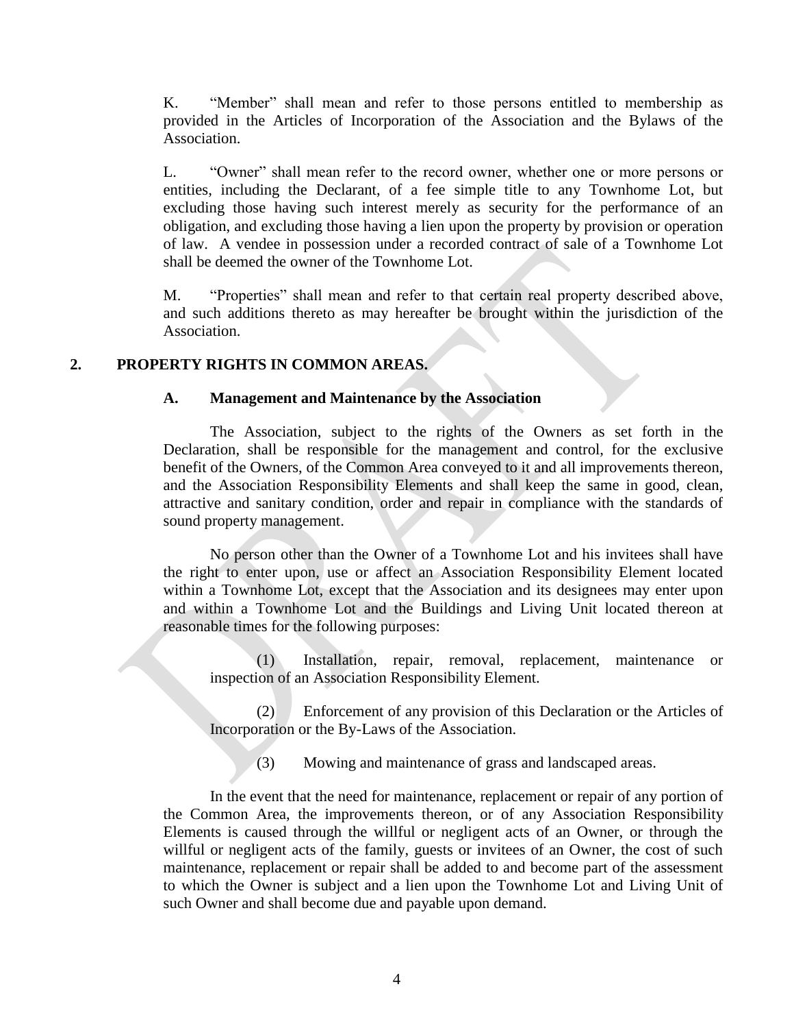K. "Member" shall mean and refer to those persons entitled to membership as provided in the Articles of Incorporation of the Association and the Bylaws of the Association.

L. "Owner" shall mean refer to the record owner, whether one or more persons or entities, including the Declarant, of a fee simple title to any Townhome Lot, but excluding those having such interest merely as security for the performance of an obligation, and excluding those having a lien upon the property by provision or operation of law. A vendee in possession under a recorded contract of sale of a Townhome Lot shall be deemed the owner of the Townhome Lot.

M. "Properties" shall mean and refer to that certain real property described above, and such additions thereto as may hereafter be brought within the jurisdiction of the Association.

## 2. PROPERTY RIGHTS IN COMMON AREAS.

### A. Management and Maintenance by the Association

The Association, subject to the rights of the Owners as set forth in the Declaration, shall be responsible for the management and control, for the exclusive benefit of the Owners, of the Common Area conveyed to it and all improvements thereon, and the Association Responsibility Elements and shall keep the same in good, clean, attractive and sanitary condition, order and repair in compliance with the standards of sound property management.

No person other than the Owner of a Townhome Lot and his invitees shall have the right to enter upon, use or affect an Association Responsibility Element located within a Townhome Lot, except that the Association and its designees may enter upon and within a Townhome Lot and the Buildings and Living Unit located thereon at reasonable times for the following purposes:

(1) Installation, repair, removal, replacement, maintenance or inspection of an Association Responsibility Element.

(2) Enforcement of any provision of this Declaration or the Articles of Incorporation or the By-Laws of the Association.

(3) Mowing and maintenance of grass and landscaped areas.

In the event that the need for maintenance, replacement or repair of any portion of the Common Area, the improvements thereon, or of any Association Responsibility Elements is caused through the willful or negligent acts of an Owner, or through the willful or negligent acts of the family, guests or invitees of an Owner, the cost of such maintenance, replacement or repair shall be added to and become part of the assessment to which the Owner is subject and a lien upon the Townhome Lot and Living Unit of such Owner and shall become due and payable upon demand.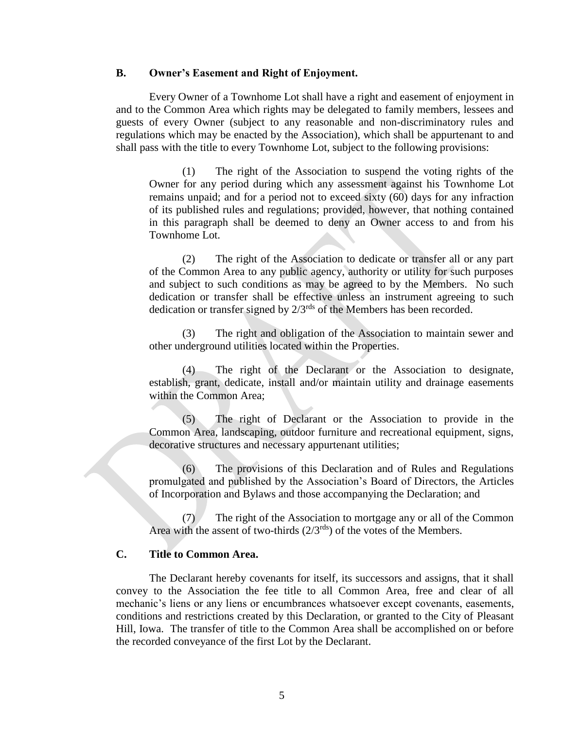## B. Owner's Easement and Right of Enjoyment.

Every Owner of a Townhome Lot shall have a right and easement of enjoyment in and to the Common Area which rights may be delegated to family members, lessees and guests of every Owner (subject to any reasonable and non-discriminatory rules and regulations which may be enacted by the Association), which shall be appurtenant to and shall pass with the title to every Townhome Lot, subject to the following provisions:

(1) The right of the Association to suspend the voting rights of the Owner for any period during which any assessment against his Townhome Lot remains unpaid; and for a period not to exceed sixty (60) days for any infraction of its published rules and regulations; provided, however, that nothing contained in this paragraph shall be deemed to deny an Owner access to and from his Townhome Lot.

(2) The right of the Association to dedicate or transfer all or any part of the Common Area to any public agency, authority or utility for such purposes and subject to such conditions as may be agreed to by the Members. No such dedication or transfer shall be effective unless an instrument agreeing to such dedication or transfer signed by 2/3rds of the Members has been recorded.

(3) The right and obligation of the Association to maintain sewer and other underground utilities located within the Properties.

(4) The right of the Declarant or the Association to designate, establish, grant, dedicate, install and/or maintain utility and drainage easements within the Common Area;

(5) The right of Declarant or the Association to provide in the Common Area, landscaping, outdoor furniture and recreational equipment, signs, decorative structures and necessary appurtenant utilities;

(6) The provisions of this Declaration and of Rules and Regulations promulgated and published by the Association's Board of Directors, the Articles of Incorporation and Bylaws and those accompanying the Declaration; and

(7) The right of the Association to mortgage any or all of the Common Area with the assent of two-thirds (2/3rds) of the votes of the Members.

## C. Title to Common Area.

The Declarant hereby covenants for itself, its successors and assigns, that it shall convey to the Association the fee title to all Common Area, free and clear of all mechanic's liens or any liens or encumbrances whatsoever except covenants, easements, conditions and restrictions created by this Declaration, or granted to the City of Pleasant Hill, Iowa. The transfer of title to the Common Area shall be accomplished on or before the recorded conveyance of the first Lot by the Declarant.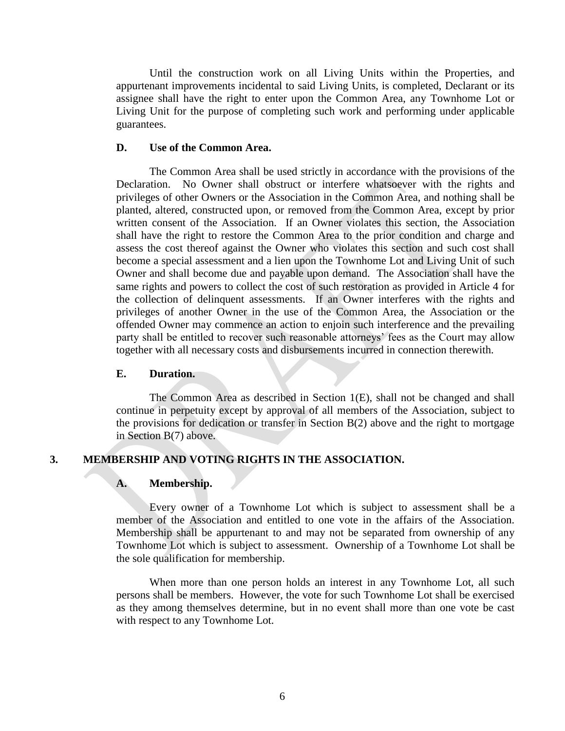Until the construction work on all Living Units within the Properties, and appurtenant improvements incidental to said Living Units, is completed, Declarant or its assignee shall have the right to enter upon the Common Area, any Townhome Lot or Living Unit for the purpose of completing such work and performing under applicable guarantees.

### D. Use of the Common Area.

The Common Area shall be used strictly in accordance with the provisions of the Declaration. No Owner shall obstruct or interfere whatsoever with the rights and privileges of other Owners or the Association in the Common Area, and nothing shall be planted, altered, constructed upon, or removed from the Common Area, except by prior written consent of the Association. If an Owner violates this section, the Association shall have the right to restore the Common Area to the prior condition and charge and assess the cost thereof against the Owner who violates this section and such cost shall become a special assessment and a lien upon the Townhome Lot and Living Unit of such Owner and shall become due and payable upon demand. The Association shall have the same rights and powers to collect the cost of such restoration as provided in Article 4 for the collection of delinquent assessments. If an Owner interferes with the rights and privileges of another Owner in the use of the Common Area, the Association or the offended Owner may commence an action to enjoin such interference and the prevailing party shall be entitled to recover such reasonable attorneys' fees as the Court may allow together with all necessary costs and disbursements incurred in connection therewith.

### E. Duration.

The Common Area as described in Section 1(E), shall not be changed and shall continue in perpetuity except by approval of all members of the Association, subject to the provisions for dedication or transfer in Section B(2) above and the right to mortgage in Section B(7) above.

## 3. MEMBERSHIP AND VOTING RIGHTS IN THE ASSOCIATION.

### A. Membership.

Every owner of a Townhome Lot which is subject to assessment shall be a member of the Association and entitled to one vote in the affairs of the Association. Membership shall be appurtenant to and may not be separated from ownership of any Townhome Lot which is subject to assessment. Ownership of a Townhome Lot shall be the sole qualification for membership.

When more than one person holds an interest in any Townhome Lot, all such persons shall be members. However, the vote for such Townhome Lot shall be exercised as they among themselves determine, but in no event shall more than one vote be cast with respect to any Townhome Lot.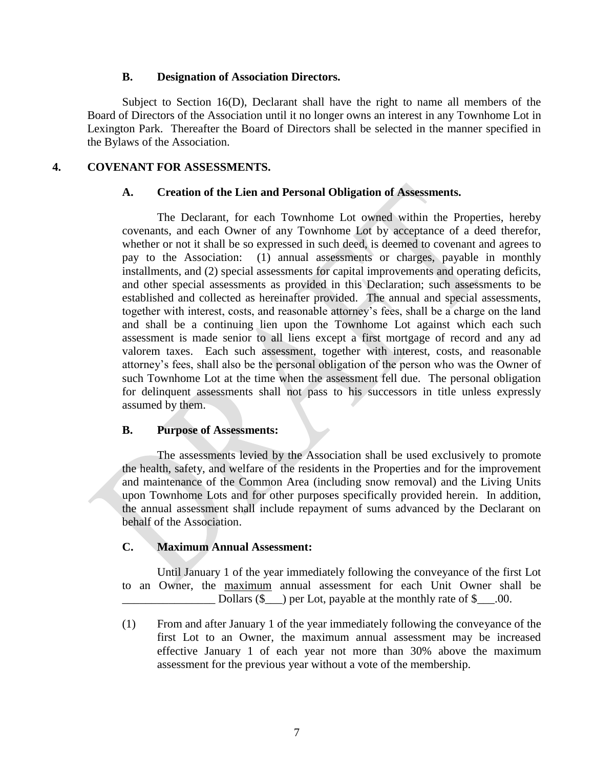### B. Designation of Association Directors.

Subject to Section 16(D), Declarant shall have the right to name all members of the Board of Directors of the Association until it no longer owns an interest in any Townhome Lot in Lexington Park. Thereafter the Board of Directors shall be selected in the manner specified in the Bylaws of the Association.

## 4. COVENANT FOR ASSESSMENTS.

### A. Creation of the Lien and Personal Obligation of Assessments.

The Declarant, for each Townhome Lot owned within the Properties, hereby covenants, and each Owner of any Townhome Lot by acceptance of a deed therefor, whether or not it shall be so expressed in such deed, is deemed to covenant and agrees to pay to the Association: (1) annual assessments or charges, payable in monthly installments, and (2) special assessments for capital improvements and operating deficits, and other special assessments as provided in this Declaration; such assessments to be established and collected as hereinafter provided. The annual and special assessments, together with interest, costs, and reasonable attorney's fees, shall be a charge on the land and shall be a continuing lien upon the Townhome Lot against which each such assessment is made senior to all liens except a first mortgage of record and any ad valorem taxes. Each such assessment, together with interest, costs, and reasonable attorney's fees, shall also be the personal obligation of the person who was the Owner of such Townhome Lot at the time when the assessment fell due. The personal obligation for delinquent assessments shall not pass to his successors in title unless expressly assumed by them.

### B. Purpose of Assessments:

The assessments levied by the Association shall be used exclusively to promote the health, safety, and welfare of the residents in the Properties and for the improvement and maintenance of the Common Area (including snow removal) and the Living Units upon Townhome Lots and for other purposes specifically provided herein. In addition, the annual assessment shall include repayment of sums advanced by the Declarant on behalf of the Association.

### C. Maximum Annual Assessment:

Until January 1 of the year immediately following the conveyance of the first Lot to an Owner, the maximum annual assessment for each Unit Owner shall be ________________ Dollars ($___) per Lot, payable at the monthly rate of $___.00.

(1) From and after January 1 of the year immediately following the conveyance of the first Lot to an Owner, the maximum annual assessment may be increased effective January 1 of each year not more than 30% above the maximum assessment for the previous year without a vote of the membership.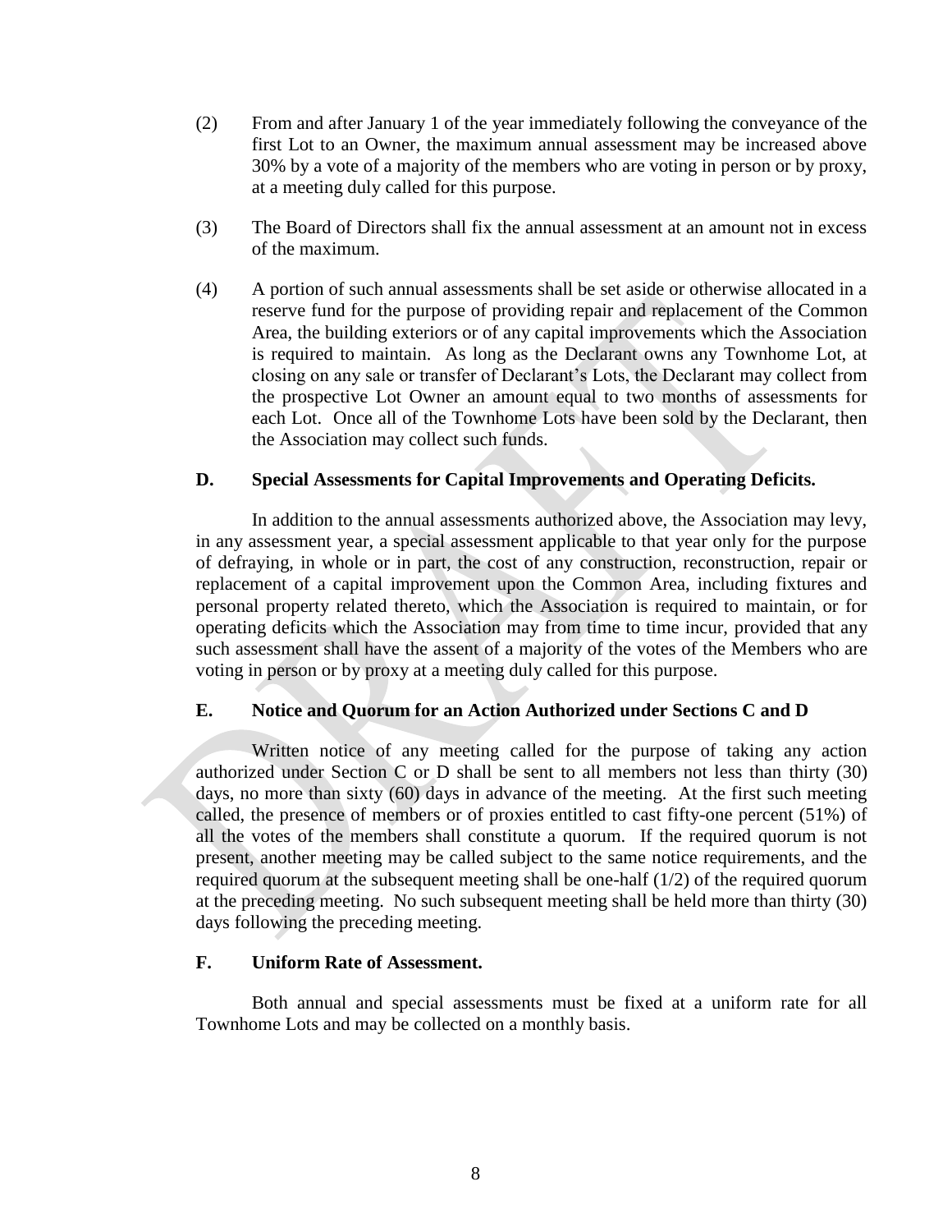(2) From and after January 1 of the year immediately following the conveyance of the first Lot to an Owner, the maximum annual assessment may be increased above 30% by a vote of a majority of the members who are voting in person or by proxy, at a meeting duly called for this purpose.

(3) The Board of Directors shall fix the annual assessment at an amount not in excess of the maximum.

(4) A portion of such annual assessments shall be set aside or otherwise allocated in a reserve fund for the purpose of providing repair and replacement of the Common Area, the building exteriors or of any capital improvements which the Association is required to maintain. As long as the Declarant owns any Townhome Lot, at closing on any sale or transfer of Declarant's Lots, the Declarant may collect from the prospective Lot Owner an amount equal to two months of assessments for each Lot. Once all of the Townhome Lots have been sold by the Declarant, then the Association may collect such funds.

**D. Special Assessments for Capital Improvements and Operating Deficits.**

In addition to the annual assessments authorized above, the Association may levy, in any assessment year, a special assessment applicable to that year only for the purpose of defraying, in whole or in part, the cost of any construction, reconstruction, repair or replacement of a capital improvement upon the Common Area, including fixtures and personal property related thereto, which the Association is required to maintain, or for operating deficits which the Association may from time to time incur, provided that any such assessment shall have the assent of a majority of the votes of the Members who are voting in person or by proxy at a meeting duly called for this purpose.

**E. Notice and Quorum for an Action Authorized under Sections C and D**

Written notice of any meeting called for the purpose of taking any action authorized under Section C or D shall be sent to all members not less than thirty (30) days, no more than sixty (60) days in advance of the meeting. At the first such meeting called, the presence of members or of proxies entitled to cast fifty-one percent (51%) of all the votes of the members shall constitute a quorum. If the required quorum is not present, another meeting may be called subject to the same notice requirements, and the required quorum at the subsequent meeting shall be one-half (1/2) of the required quorum at the preceding meeting. No such subsequent meeting shall be held more than thirty (30) days following the preceding meeting.

**F. Uniform Rate of Assessment.**

Both annual and special assessments must be fixed at a uniform rate for all Townhome Lots and may be collected on a monthly basis.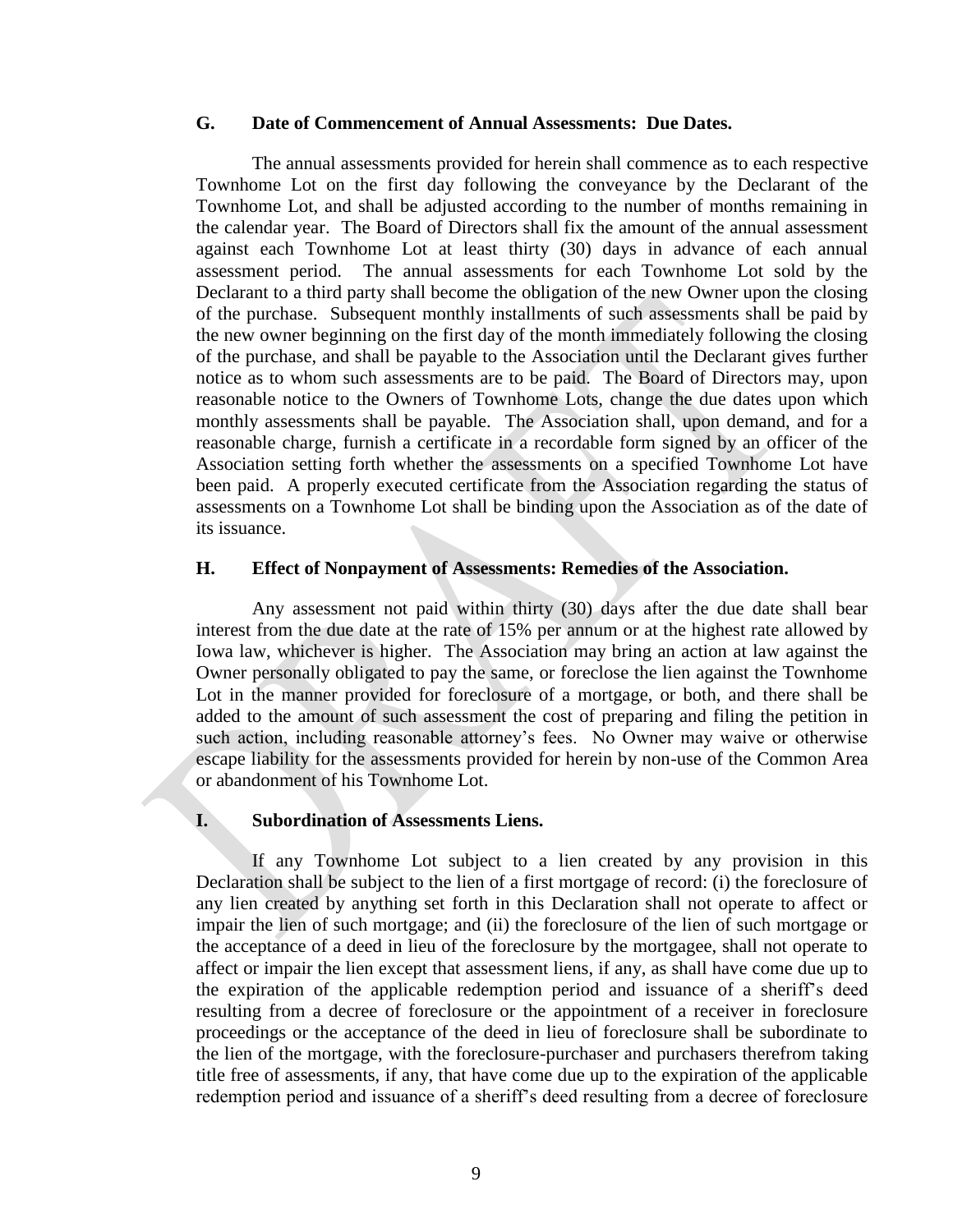**G. Date of Commencement of Annual Assessments: Due Dates.**

The annual assessments provided for herein shall commence as to each respective Townhome Lot on the first day following the conveyance by the Declarant of the Townhome Lot, and shall be adjusted according to the number of months remaining in the calendar year. The Board of Directors shall fix the amount of the annual assessment against each Townhome Lot at least thirty (30) days in advance of each annual assessment period. The annual assessments for each Townhome Lot sold by the Declarant to a third party shall become the obligation of the new Owner upon the closing of the purchase. Subsequent monthly installments of such assessments shall be paid by the new owner beginning on the first day of the month immediately following the closing of the purchase, and shall be payable to the Association until the Declarant gives further notice as to whom such assessments are to be paid. The Board of Directors may, upon reasonable notice to the Owners of Townhome Lots, change the due dates upon which monthly assessments shall be payable. The Association shall, upon demand, and for a reasonable charge, furnish a certificate in a recordable form signed by an officer of the Association setting forth whether the assessments on a specified Townhome Lot have been paid. A properly executed certificate from the Association regarding the status of assessments on a Townhome Lot shall be binding upon the Association as of the date of its issuance.

**H. Effect of Nonpayment of Assessments: Remedies of the Association.**

Any assessment not paid within thirty (30) days after the due date shall bear interest from the due date at the rate of 15% per annum or at the highest rate allowed by Iowa law, whichever is higher. The Association may bring an action at law against the Owner personally obligated to pay the same, or foreclose the lien against the Townhome Lot in the manner provided for foreclosure of a mortgage, or both, and there shall be added to the amount of such assessment the cost of preparing and filing the petition in such action, including reasonable attorney's fees. No Owner may waive or otherwise escape liability for the assessments provided for herein by non-use of the Common Area or abandonment of his Townhome Lot.

**I. Subordination of Assessments Liens.**

If any Townhome Lot subject to a lien created by any provision in this Declaration shall be subject to the lien of a first mortgage of record: (i) the foreclosure of any lien created by anything set forth in this Declaration shall not operate to affect or impair the lien of such mortgage; and (ii) the foreclosure of the lien of such mortgage or the acceptance of a deed in lieu of the foreclosure by the mortgagee, shall not operate to affect or impair the lien except that assessment liens, if any, as shall have come due up to the expiration of the applicable redemption period and issuance of a sheriff's deed resulting from a decree of foreclosure or the appointment of a receiver in foreclosure proceedings or the acceptance of the deed in lieu of foreclosure shall be subordinate to the lien of the mortgage, with the foreclosure-purchaser and purchasers therefrom taking title free of assessments, if any, that have come due up to the expiration of the applicable redemption period and issuance of a sheriff's deed resulting from a decree of foreclosure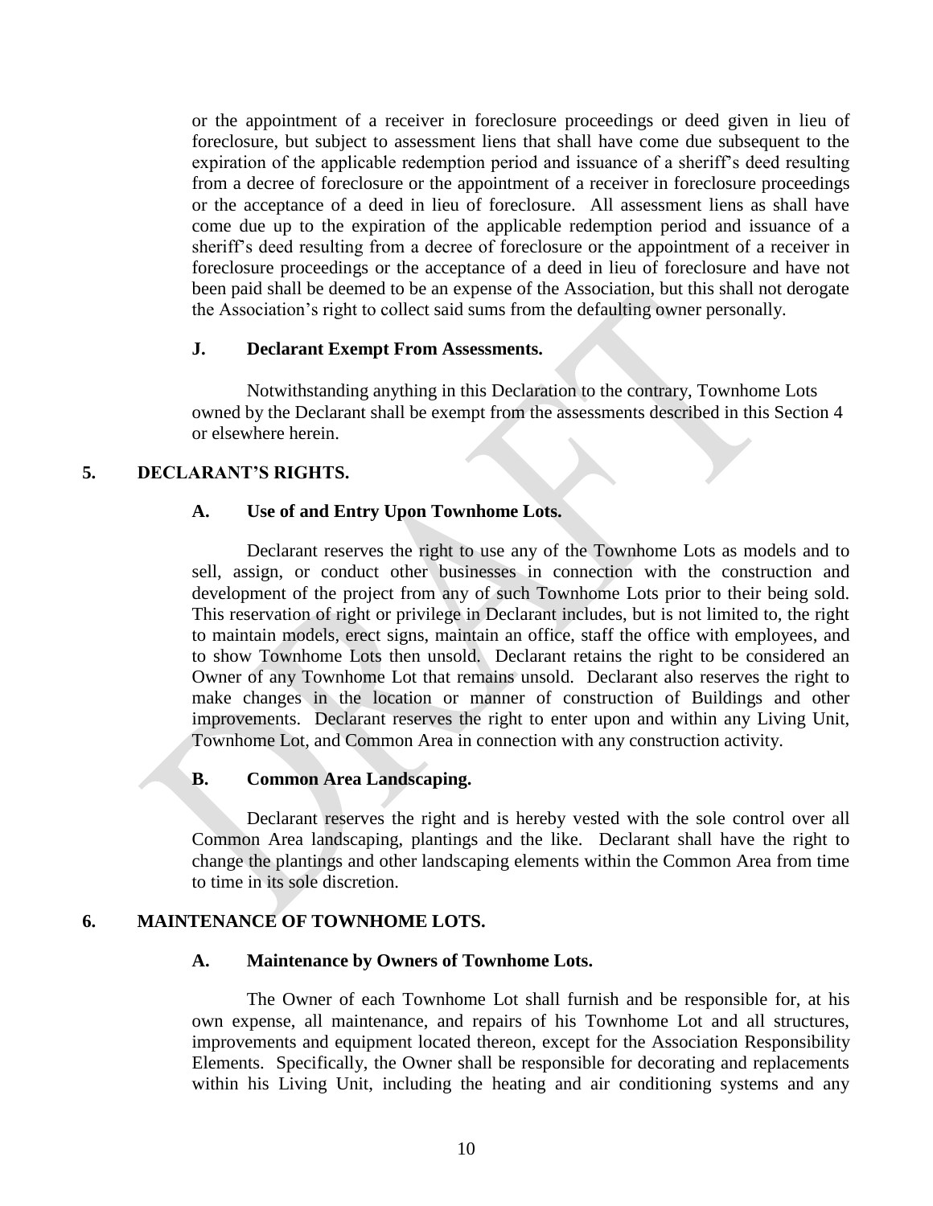or the appointment of a receiver in foreclosure proceedings or deed given in lieu of foreclosure, but subject to assessment liens that shall have come due subsequent to the expiration of the applicable redemption period and issuance of a sheriff's deed resulting from a decree of foreclosure or the appointment of a receiver in foreclosure proceedings or the acceptance of a deed in lieu of foreclosure. All assessment liens as shall have come due up to the expiration of the applicable redemption period and issuance of a sheriff's deed resulting from a decree of foreclosure or the appointment of a receiver in foreclosure proceedings or the acceptance of a deed in lieu of foreclosure and have not been paid shall be deemed to be an expense of the Association, but this shall not derogate the Association's right to collect said sums from the defaulting owner personally.

### J. Declarant Exempt From Assessments.

Notwithstanding anything in this Declaration to the contrary, Townhome Lots owned by the Declarant shall be exempt from the assessments described in this Section 4 or elsewhere herein.

## 5. DECLARANT'S RIGHTS.

### A. Use of and Entry Upon Townhome Lots.

Declarant reserves the right to use any of the Townhome Lots as models and to sell, assign, or conduct other businesses in connection with the construction and development of the project from any of such Townhome Lots prior to their being sold. This reservation of right or privilege in Declarant includes, but is not limited to, the right to maintain models, erect signs, maintain an office, staff the office with employees, and to show Townhome Lots then unsold. Declarant retains the right to be considered an Owner of any Townhome Lot that remains unsold. Declarant also reserves the right to make changes in the location or manner of construction of Buildings and other improvements. Declarant reserves the right to enter upon and within any Living Unit, Townhome Lot, and Common Area in connection with any construction activity.

### B. Common Area Landscaping.

Declarant reserves the right and is hereby vested with the sole control over all Common Area landscaping, plantings and the like. Declarant shall have the right to change the plantings and other landscaping elements within the Common Area from time to time in its sole discretion.

## 6. MAINTENANCE OF TOWNHOME LOTS.

### A. Maintenance by Owners of Townhome Lots.

The Owner of each Townhome Lot shall furnish and be responsible for, at his own expense, all maintenance, and repairs of his Townhome Lot and all structures, improvements and equipment located thereon, except for the Association Responsibility Elements. Specifically, the Owner shall be responsible for decorating and replacements within his Living Unit, including the heating and air conditioning systems and any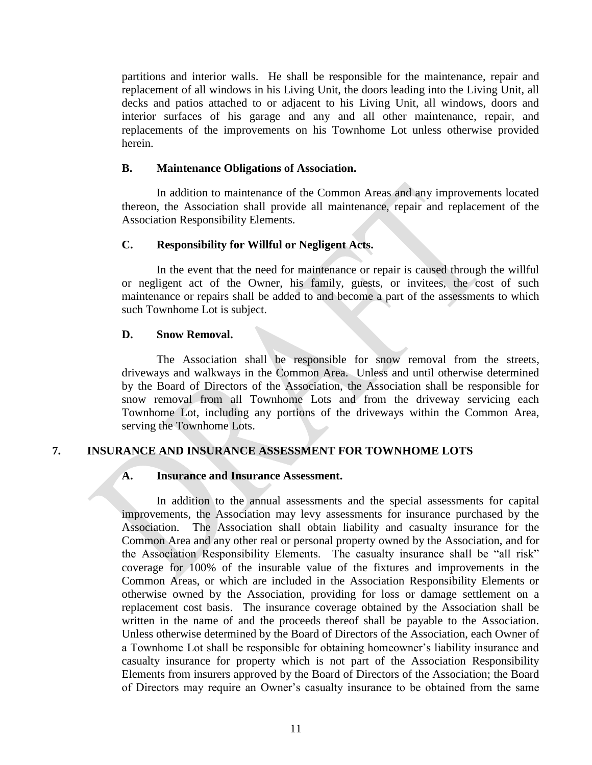partitions and interior walls. He shall be responsible for the maintenance, repair and replacement of all windows in his Living Unit, the doors leading into the Living Unit, all decks and patios attached to or adjacent to his Living Unit, all windows, doors and interior surfaces of his garage and any and all other maintenance, repair, and replacements of the improvements on his Townhome Lot unless otherwise provided herein.

### B. Maintenance Obligations of Association.

In addition to maintenance of the Common Areas and any improvements located thereon, the Association shall provide all maintenance, repair and replacement of the Association Responsibility Elements.

### C. Responsibility for Willful or Negligent Acts.

In the event that the need for maintenance or repair is caused through the willful or negligent act of the Owner, his family, guests, or invitees, the cost of such maintenance or repairs shall be added to and become a part of the assessments to which such Townhome Lot is subject.

### D. Snow Removal.

The Association shall be responsible for snow removal from the streets, driveways and walkways in the Common Area. Unless and until otherwise determined by the Board of Directors of the Association, the Association shall be responsible for snow removal from all Townhome Lots and from the driveway servicing each Townhome Lot, including any portions of the driveways within the Common Area, serving the Townhome Lots.

## 7. INSURANCE AND INSURANCE ASSESSMENT FOR TOWNHOME LOTS

### A. Insurance and Insurance Assessment.

In addition to the annual assessments and the special assessments for capital improvements, the Association may levy assessments for insurance purchased by the Association. The Association shall obtain liability and casualty insurance for the Common Area and any other real or personal property owned by the Association, and for the Association Responsibility Elements. The casualty insurance shall be "all risk" coverage for 100% of the insurable value of the fixtures and improvements in the Common Areas, or which are included in the Association Responsibility Elements or otherwise owned by the Association, providing for loss or damage settlement on a replacement cost basis. The insurance coverage obtained by the Association shall be written in the name of and the proceeds thereof shall be payable to the Association. Unless otherwise determined by the Board of Directors of the Association, each Owner of a Townhome Lot shall be responsible for obtaining homeowner's liability insurance and casualty insurance for property which is not part of the Association Responsibility Elements from insurers approved by the Board of Directors of the Association; the Board of Directors may require an Owner's casualty insurance to be obtained from the same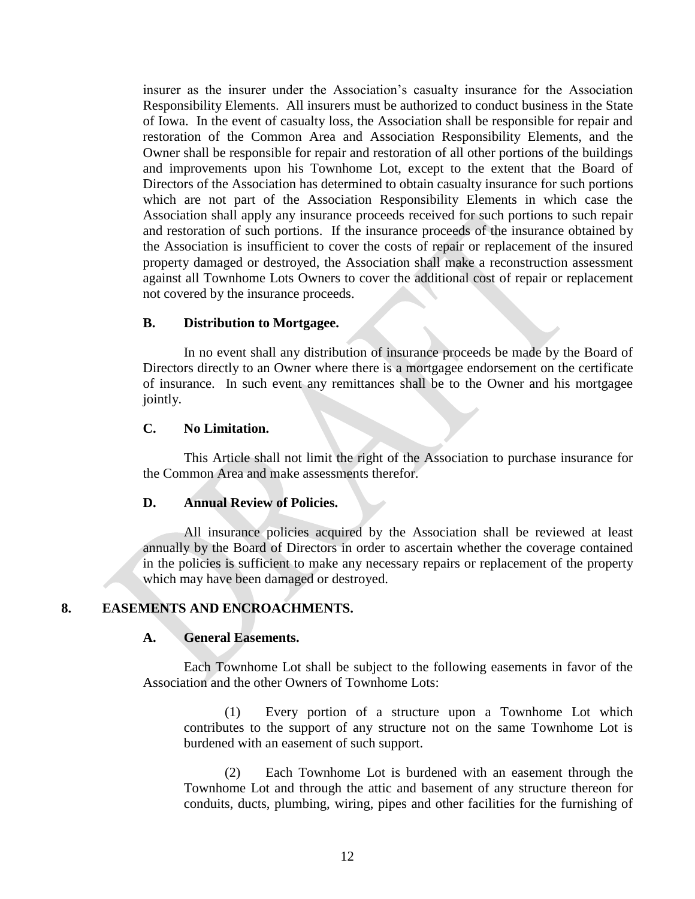insurer as the insurer under the Association's casualty insurance for the Association Responsibility Elements. All insurers must be authorized to conduct business in the State of Iowa. In the event of casualty loss, the Association shall be responsible for repair and restoration of the Common Area and Association Responsibility Elements, and the Owner shall be responsible for repair and restoration of all other portions of the buildings and improvements upon his Townhome Lot, except to the extent that the Board of Directors of the Association has determined to obtain casualty insurance for such portions which are not part of the Association Responsibility Elements in which case the Association shall apply any insurance proceeds received for such portions to such repair and restoration of such portions. If the insurance proceeds of the insurance obtained by the Association is insufficient to cover the costs of repair or replacement of the insured property damaged or destroyed, the Association shall make a reconstruction assessment against all Townhome Lots Owners to cover the additional cost of repair or replacement not covered by the insurance proceeds.

**B. Distribution to Mortgagee.**

In no event shall any distribution of insurance proceeds be made by the Board of Directors directly to an Owner where there is a mortgagee endorsement on the certificate of insurance. In such event any remittances shall be to the Owner and his mortgagee jointly.

**C. No Limitation.**

This Article shall not limit the right of the Association to purchase insurance for the Common Area and make assessments therefor.

**D. Annual Review of Policies.**

All insurance policies acquired by the Association shall be reviewed at least annually by the Board of Directors in order to ascertain whether the coverage contained in the policies is sufficient to make any necessary repairs or replacement of the property which may have been damaged or destroyed.

## 8. EASEMENTS AND ENCROACHMENTS.

**A. General Easements.**

Each Townhome Lot shall be subject to the following easements in favor of the Association and the other Owners of Townhome Lots:

(1) Every portion of a structure upon a Townhome Lot which contributes to the support of any structure not on the same Townhome Lot is burdened with an easement of such support.

(2) Each Townhome Lot is burdened with an easement through the Townhome Lot and through the attic and basement of any structure thereon for conduits, ducts, plumbing, wiring, pipes and other facilities for the furnishing of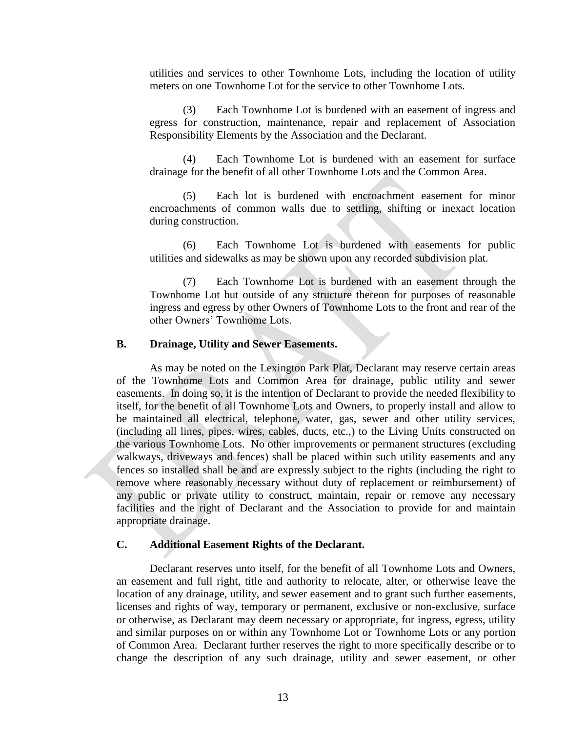utilities and services to other Townhome Lots, including the location of utility meters on one Townhome Lot for the service to other Townhome Lots.

(3) Each Townhome Lot is burdened with an easement of ingress and egress for construction, maintenance, repair and replacement of Association Responsibility Elements by the Association and the Declarant.

(4) Each Townhome Lot is burdened with an easement for surface drainage for the benefit of all other Townhome Lots and the Common Area.

(5) Each lot is burdened with encroachment easement for minor encroachments of common walls due to settling, shifting or inexact location during construction.

(6) Each Townhome Lot is burdened with easements for public utilities and sidewalks as may be shown upon any recorded subdivision plat.

(7) Each Townhome Lot is burdened with an easement through the Townhome Lot but outside of any structure thereon for purposes of reasonable ingress and egress by other Owners of Townhome Lots to the front and rear of the other Owners' Townhome Lots.

**B. Drainage, Utility and Sewer Easements.**

As may be noted on the Lexington Park Plat, Declarant may reserve certain areas of the Townhome Lots and Common Area for drainage, public utility and sewer easements. In doing so, it is the intention of Declarant to provide the needed flexibility to itself, for the benefit of all Townhome Lots and Owners, to properly install and allow to be maintained all electrical, telephone, water, gas, sewer and other utility services, (including all lines, pipes, wires, cables, ducts, etc.,) to the Living Units constructed on the various Townhome Lots. No other improvements or permanent structures (excluding walkways, driveways and fences) shall be placed within such utility easements and any fences so installed shall be and are expressly subject to the rights (including the right to remove where reasonably necessary without duty of replacement or reimbursement) of any public or private utility to construct, maintain, repair or remove any necessary facilities and the right of Declarant and the Association to provide for and maintain appropriate drainage.

**C. Additional Easement Rights of the Declarant.**

Declarant reserves unto itself, for the benefit of all Townhome Lots and Owners, an easement and full right, title and authority to relocate, alter, or otherwise leave the location of any drainage, utility, and sewer easement and to grant such further easements, licenses and rights of way, temporary or permanent, exclusive or non-exclusive, surface or otherwise, as Declarant may deem necessary or appropriate, for ingress, egress, utility and similar purposes on or within any Townhome Lot or Townhome Lots or any portion of Common Area. Declarant further reserves the right to more specifically describe or to change the description of any such drainage, utility and sewer easement, or other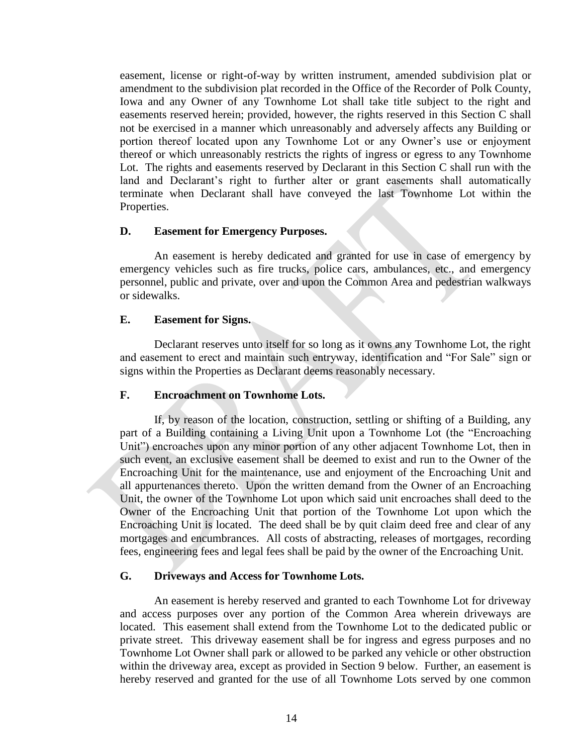easement, license or right-of-way by written instrument, amended subdivision plat or amendment to the subdivision plat recorded in the Office of the Recorder of Polk County, Iowa and any Owner of any Townhome Lot shall take title subject to the right and easements reserved herein; provided, however, the rights reserved in this Section C shall not be exercised in a manner which unreasonably and adversely affects any Building or portion thereof located upon any Townhome Lot or any Owner's use or enjoyment thereof or which unreasonably restricts the rights of ingress or egress to any Townhome Lot. The rights and easements reserved by Declarant in this Section C shall run with the land and Declarant's right to further alter or grant easements shall automatically terminate when Declarant shall have conveyed the last Townhome Lot within the Properties.

**D. Easement for Emergency Purposes.**

An easement is hereby dedicated and granted for use in case of emergency by emergency vehicles such as fire trucks, police cars, ambulances, etc., and emergency personnel, public and private, over and upon the Common Area and pedestrian walkways or sidewalks.

**E. Easement for Signs.**

Declarant reserves unto itself for so long as it owns any Townhome Lot, the right and easement to erect and maintain such entryway, identification and "For Sale" sign or signs within the Properties as Declarant deems reasonably necessary.

**F. Encroachment on Townhome Lots.**

If, by reason of the location, construction, settling or shifting of a Building, any part of a Building containing a Living Unit upon a Townhome Lot (the "Encroaching Unit") encroaches upon any minor portion of any other adjacent Townhome Lot, then in such event, an exclusive easement shall be deemed to exist and run to the Owner of the Encroaching Unit for the maintenance, use and enjoyment of the Encroaching Unit and all appurtenances thereto. Upon the written demand from the Owner of an Encroaching Unit, the owner of the Townhome Lot upon which said unit encroaches shall deed to the Owner of the Encroaching Unit that portion of the Townhome Lot upon which the Encroaching Unit is located. The deed shall be by quit claim deed free and clear of any mortgages and encumbrances. All costs of abstracting, releases of mortgages, recording fees, engineering fees and legal fees shall be paid by the owner of the Encroaching Unit.

**G. Driveways and Access for Townhome Lots.**

An easement is hereby reserved and granted to each Townhome Lot for driveway and access purposes over any portion of the Common Area wherein driveways are located. This easement shall extend from the Townhome Lot to the dedicated public or private street. This driveway easement shall be for ingress and egress purposes and no Townhome Lot Owner shall park or allowed to be parked any vehicle or other obstruction within the driveway area, except as provided in Section 9 below. Further, an easement is hereby reserved and granted for the use of all Townhome Lots served by one common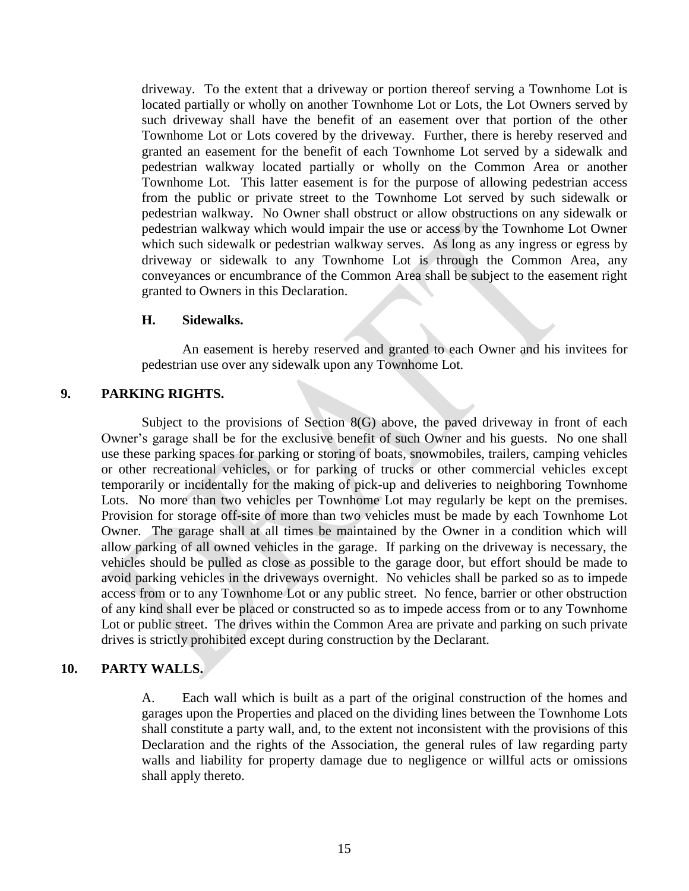driveway. To the extent that a driveway or portion thereof serving a Townhome Lot is located partially or wholly on another Townhome Lot or Lots, the Lot Owners served by such driveway shall have the benefit of an easement over that portion of the other Townhome Lot or Lots covered by the driveway. Further, there is hereby reserved and granted an easement for the benefit of each Townhome Lot served by a sidewalk and pedestrian walkway located partially or wholly on the Common Area or another Townhome Lot. This latter easement is for the purpose of allowing pedestrian access from the public or private street to the Townhome Lot served by such sidewalk or pedestrian walkway. No Owner shall obstruct or allow obstructions on any sidewalk or pedestrian walkway which would impair the use or access by the Townhome Lot Owner which such sidewalk or pedestrian walkway serves. As long as any ingress or egress by driveway or sidewalk to any Townhome Lot is through the Common Area, any conveyances or encumbrance of the Common Area shall be subject to the easement right granted to Owners in this Declaration.

**H. Sidewalks.**

An easement is hereby reserved and granted to each Owner and his invitees for pedestrian use over any sidewalk upon any Townhome Lot.

## 9. PARKING RIGHTS.

Subject to the provisions of Section 8(G) above, the paved driveway in front of each Owner's garage shall be for the exclusive benefit of such Owner and his guests. No one shall use these parking spaces for parking or storing of boats, snowmobiles, trailers, camping vehicles or other recreational vehicles, or for parking of trucks or other commercial vehicles except temporarily or incidentally for the making of pick-up and deliveries to neighboring Townhome Lots. No more than two vehicles per Townhome Lot may regularly be kept on the premises. Provision for storage off-site of more than two vehicles must be made by each Townhome Lot Owner. The garage shall at all times be maintained by the Owner in a condition which will allow parking of all owned vehicles in the garage. If parking on the driveway is necessary, the vehicles should be pulled as close as possible to the garage door, but effort should be made to avoid parking vehicles in the driveways overnight. No vehicles shall be parked so as to impede access from or to any Townhome Lot or any public street. No fence, barrier or other obstruction of any kind shall ever be placed or constructed so as to impede access from or to any Townhome Lot or public street. The drives within the Common Area are private and parking on such private drives is strictly prohibited except during construction by the Declarant.

## 10. PARTY WALLS.

A. Each wall which is built as a part of the original construction of the homes and garages upon the Properties and placed on the dividing lines between the Townhome Lots shall constitute a party wall, and, to the extent not inconsistent with the provisions of this Declaration and the rights of the Association, the general rules of law regarding party walls and liability for property damage due to negligence or willful acts or omissions shall apply thereto.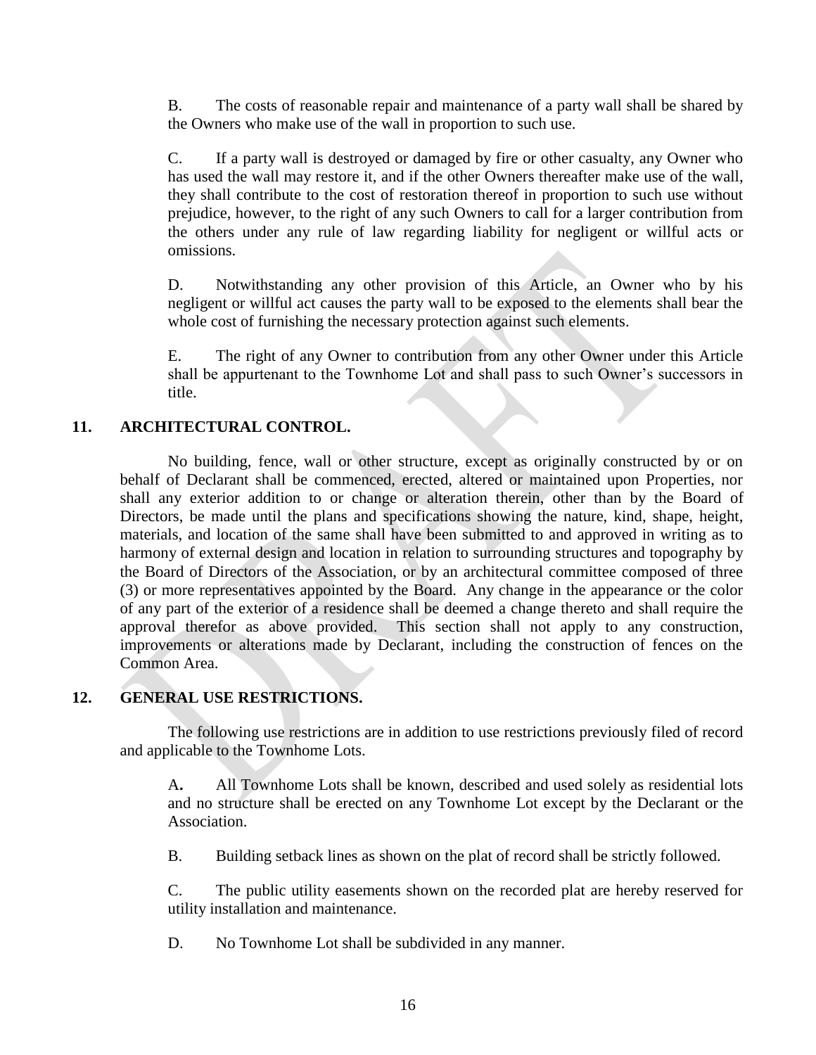B. The costs of reasonable repair and maintenance of a party wall shall be shared by the Owners who make use of the wall in proportion to such use.

C. If a party wall is destroyed or damaged by fire or other casualty, any Owner who has used the wall may restore it, and if the other Owners thereafter make use of the wall, they shall contribute to the cost of restoration thereof in proportion to such use without prejudice, however, to the right of any such Owners to call for a larger contribution from the others under any rule of law regarding liability for negligent or willful acts or omissions.

D. Notwithstanding any other provision of this Article, an Owner who by his negligent or willful act causes the party wall to be exposed to the elements shall bear the whole cost of furnishing the necessary protection against such elements.

E. The right of any Owner to contribution from any other Owner under this Article shall be appurtenant to the Townhome Lot and shall pass to such Owner's successors in title.

## 11. ARCHITECTURAL CONTROL.

No building, fence, wall or other structure, except as originally constructed by or on behalf of Declarant shall be commenced, erected, altered or maintained upon Properties, nor shall any exterior addition to or change or alteration therein, other than by the Board of Directors, be made until the plans and specifications showing the nature, kind, shape, height, materials, and location of the same shall have been submitted to and approved in writing as to harmony of external design and location in relation to surrounding structures and topography by the Board of Directors of the Association, or by an architectural committee composed of three (3) or more representatives appointed by the Board. Any change in the appearance or the color of any part of the exterior of a residence shall be deemed a change thereto and shall require the approval therefor as above provided. This section shall not apply to any construction, improvements or alterations made by Declarant, including the construction of fences on the Common Area.

## 12. GENERAL USE RESTRICTIONS.

The following use restrictions are in addition to use restrictions previously filed of record and applicable to the Townhome Lots.

A. All Townhome Lots shall be known, described and used solely as residential lots and no structure shall be erected on any Townhome Lot except by the Declarant or the Association.

B. Building setback lines as shown on the plat of record shall be strictly followed.

C. The public utility easements shown on the recorded plat are hereby reserved for utility installation and maintenance.

D. No Townhome Lot shall be subdivided in any manner.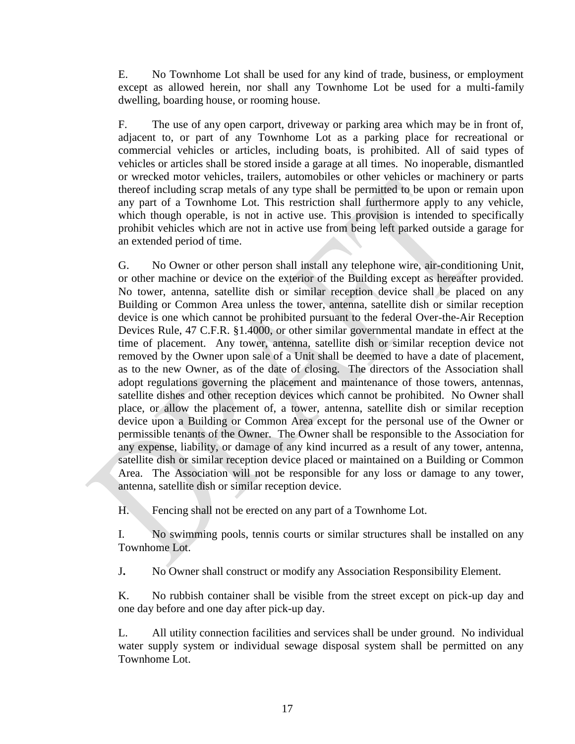E. No Townhome Lot shall be used for any kind of trade, business, or employment except as allowed herein, nor shall any Townhome Lot be used for a multi-family dwelling, boarding house, or rooming house.

F. The use of any open carport, driveway or parking area which may be in front of, adjacent to, or part of any Townhome Lot as a parking place for recreational or commercial vehicles or articles, including boats, is prohibited. All of said types of vehicles or articles shall be stored inside a garage at all times. No inoperable, dismantled or wrecked motor vehicles, trailers, automobiles or other vehicles or machinery or parts thereof including scrap metals of any type shall be permitted to be upon or remain upon any part of a Townhome Lot. This restriction shall furthermore apply to any vehicle, which though operable, is not in active use. This provision is intended to specifically prohibit vehicles which are not in active use from being left parked outside a garage for an extended period of time.

G. No Owner or other person shall install any telephone wire, air-conditioning Unit, or other machine or device on the exterior of the Building except as hereafter provided. No tower, antenna, satellite dish or similar reception device shall be placed on any Building or Common Area unless the tower, antenna, satellite dish or similar reception device is one which cannot be prohibited pursuant to the federal Over-the-Air Reception Devices Rule, 47 C.F.R. §1.4000, or other similar governmental mandate in effect at the time of placement. Any tower, antenna, satellite dish or similar reception device not removed by the Owner upon sale of a Unit shall be deemed to have a date of placement, as to the new Owner, as of the date of closing. The directors of the Association shall adopt regulations governing the placement and maintenance of those towers, antennas, satellite dishes and other reception devices which cannot be prohibited. No Owner shall place, or allow the placement of, a tower, antenna, satellite dish or similar reception device upon a Building or Common Area except for the personal use of the Owner or permissible tenants of the Owner. The Owner shall be responsible to the Association for any expense, liability, or damage of any kind incurred as a result of any tower, antenna, satellite dish or similar reception device placed or maintained on a Building or Common Area. The Association will not be responsible for any loss or damage to any tower, antenna, satellite dish or similar reception device.

H. Fencing shall not be erected on any part of a Townhome Lot.

I. No swimming pools, tennis courts or similar structures shall be installed on any Townhome Lot.

J**.** No Owner shall construct or modify any Association Responsibility Element.

K. No rubbish container shall be visible from the street except on pick-up day and one day before and one day after pick-up day.

L. All utility connection facilities and services shall be under ground. No individual water supply system or individual sewage disposal system shall be permitted on any Townhome Lot.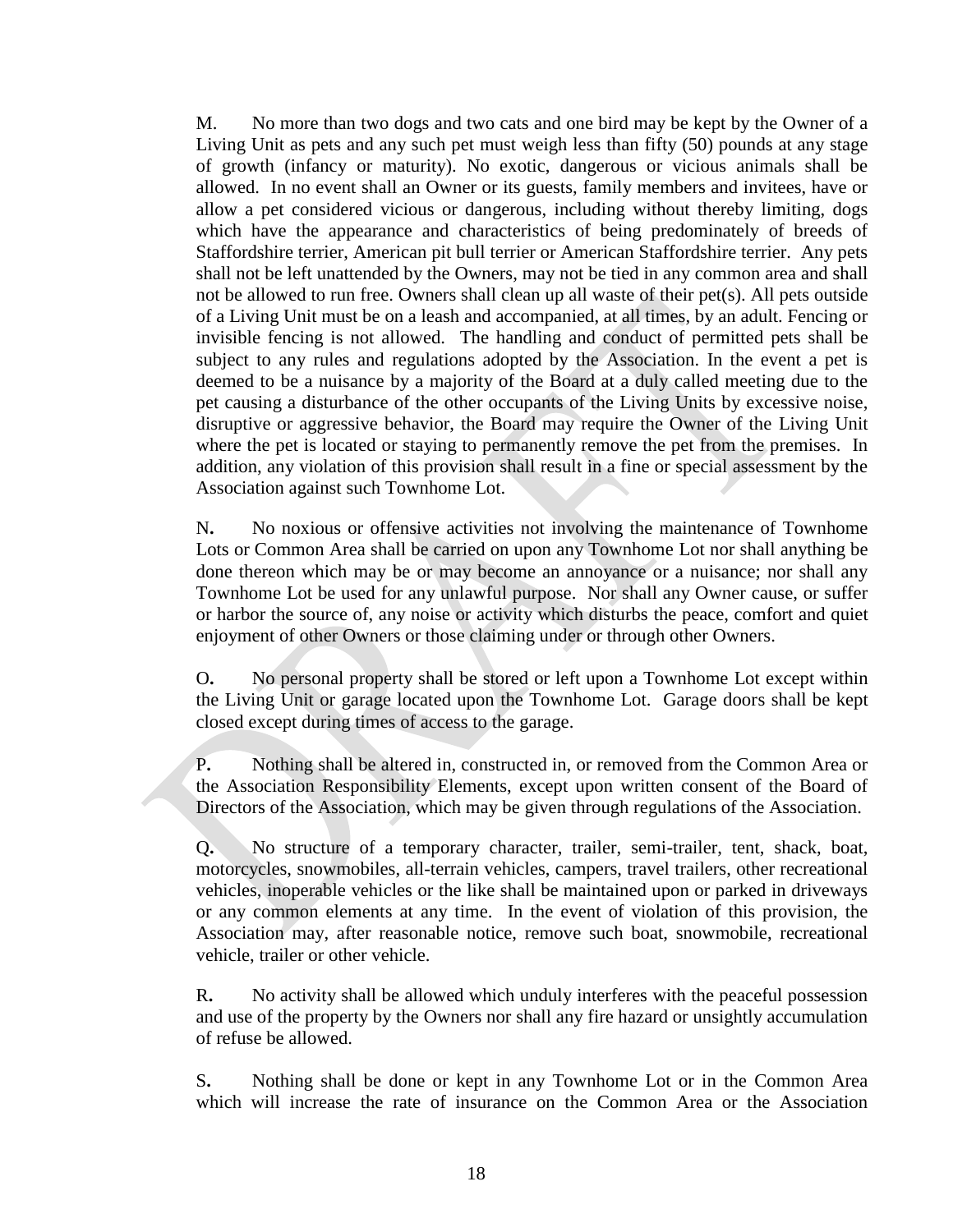M. No more than two dogs and two cats and one bird may be kept by the Owner of a Living Unit as pets and any such pet must weigh less than fifty (50) pounds at any stage of growth (infancy or maturity). No exotic, dangerous or vicious animals shall be allowed. In no event shall an Owner or its guests, family members and invitees, have or allow a pet considered vicious or dangerous, including without thereby limiting, dogs which have the appearance and characteristics of being predominately of breeds of Staffordshire terrier, American pit bull terrier or American Staffordshire terrier. Any pets shall not be left unattended by the Owners, may not be tied in any common area and shall not be allowed to run free. Owners shall clean up all waste of their pet(s). All pets outside of a Living Unit must be on a leash and accompanied, at all times, by an adult. Fencing or invisible fencing is not allowed. The handling and conduct of permitted pets shall be subject to any rules and regulations adopted by the Association. In the event a pet is deemed to be a nuisance by a majority of the Board at a duly called meeting due to the pet causing a disturbance of the other occupants of the Living Units by excessive noise, disruptive or aggressive behavior, the Board may require the Owner of the Living Unit where the pet is located or staying to permanently remove the pet from the premises. In addition, any violation of this provision shall result in a fine or special assessment by the Association against such Townhome Lot.

N. No noxious or offensive activities not involving the maintenance of Townhome Lots or Common Area shall be carried on upon any Townhome Lot nor shall anything be done thereon which may be or may become an annoyance or a nuisance; nor shall any Townhome Lot be used for any unlawful purpose. Nor shall any Owner cause, or suffer or harbor the source of, any noise or activity which disturbs the peace, comfort and quiet enjoyment of other Owners or those claiming under or through other Owners.

O. No personal property shall be stored or left upon a Townhome Lot except within the Living Unit or garage located upon the Townhome Lot. Garage doors shall be kept closed except during times of access to the garage.

P. Nothing shall be altered in, constructed in, or removed from the Common Area or the Association Responsibility Elements, except upon written consent of the Board of Directors of the Association, which may be given through regulations of the Association.

Q. No structure of a temporary character, trailer, semi-trailer, tent, shack, boat, motorcycles, snowmobiles, all-terrain vehicles, campers, travel trailers, other recreational vehicles, inoperable vehicles or the like shall be maintained upon or parked in driveways or any common elements at any time. In the event of violation of this provision, the Association may, after reasonable notice, remove such boat, snowmobile, recreational vehicle, trailer or other vehicle.

R. No activity shall be allowed which unduly interferes with the peaceful possession and use of the property by the Owners nor shall any fire hazard or unsightly accumulation of refuse be allowed.

S. Nothing shall be done or kept in any Townhome Lot or in the Common Area which will increase the rate of insurance on the Common Area or the Association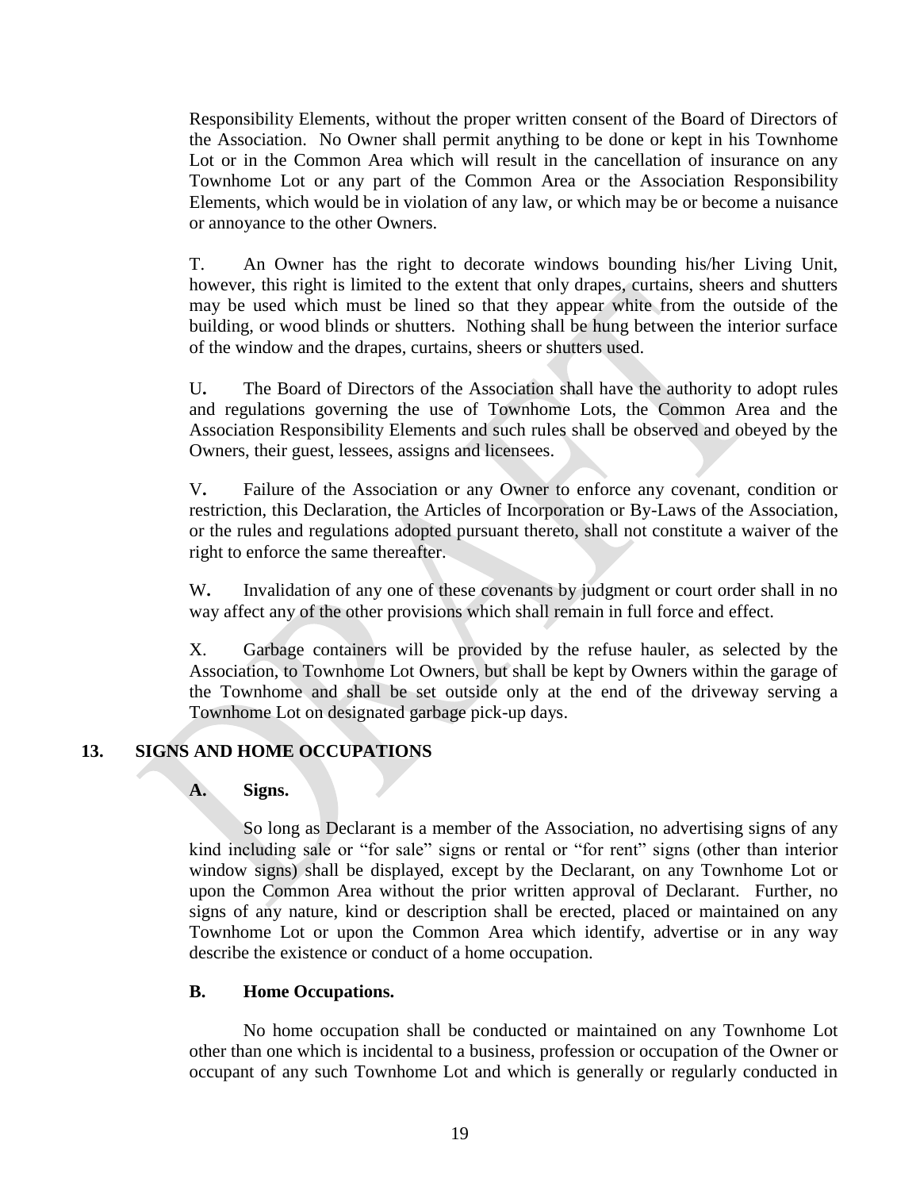Responsibility Elements, without the proper written consent of the Board of Directors of the Association. No Owner shall permit anything to be done or kept in his Townhome Lot or in the Common Area which will result in the cancellation of insurance on any Townhome Lot or any part of the Common Area or the Association Responsibility Elements, which would be in violation of any law, or which may be or become a nuisance or annoyance to the other Owners.

T. An Owner has the right to decorate windows bounding his/her Living Unit, however, this right is limited to the extent that only drapes, curtains, sheers and shutters may be used which must be lined so that they appear white from the outside of the building, or wood blinds or shutters. Nothing shall be hung between the interior surface of the window and the drapes, curtains, sheers or shutters used.

U**.** The Board of Directors of the Association shall have the authority to adopt rules and regulations governing the use of Townhome Lots, the Common Area and the Association Responsibility Elements and such rules shall be observed and obeyed by the Owners, their guest, lessees, assigns and licensees.

V**.** Failure of the Association or any Owner to enforce any covenant, condition or restriction, this Declaration, the Articles of Incorporation or By-Laws of the Association, or the rules and regulations adopted pursuant thereto, shall not constitute a waiver of the right to enforce the same thereafter.

W**.** Invalidation of any one of these covenants by judgment or court order shall in no way affect any of the other provisions which shall remain in full force and effect.

X. Garbage containers will be provided by the refuse hauler, as selected by the Association, to Townhome Lot Owners, but shall be kept by Owners within the garage of the Townhome and shall be set outside only at the end of the driveway serving a Townhome Lot on designated garbage pick-up days.

## 13. SIGNS AND HOME OCCUPATIONS

### A. Signs.

So long as Declarant is a member of the Association, no advertising signs of any kind including sale or "for sale" signs or rental or "for rent" signs (other than interior window signs) shall be displayed, except by the Declarant, on any Townhome Lot or upon the Common Area without the prior written approval of Declarant. Further, no signs of any nature, kind or description shall be erected, placed or maintained on any Townhome Lot or upon the Common Area which identify, advertise or in any way describe the existence or conduct of a home occupation.

### B. Home Occupations.

No home occupation shall be conducted or maintained on any Townhome Lot other than one which is incidental to a business, profession or occupation of the Owner or occupant of any such Townhome Lot and which is generally or regularly conducted in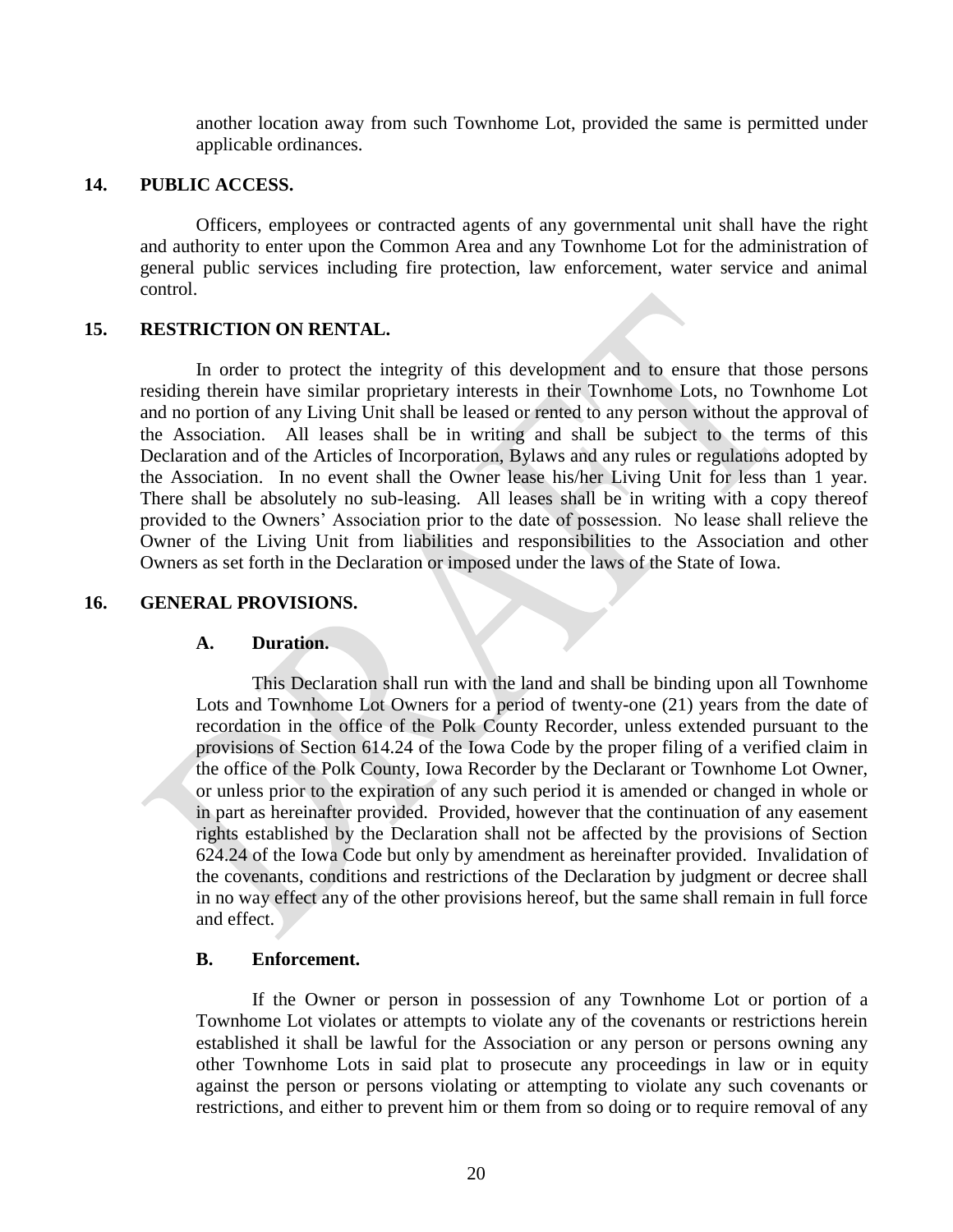another location away from such Townhome Lot, provided the same is permitted under applicable ordinances.

## 14. PUBLIC ACCESS.

Officers, employees or contracted agents of any governmental unit shall have the right and authority to enter upon the Common Area and any Townhome Lot for the administration of general public services including fire protection, law enforcement, water service and animal control.

## 15. RESTRICTION ON RENTAL.

In order to protect the integrity of this development and to ensure that those persons residing therein have similar proprietary interests in their Townhome Lots, no Townhome Lot and no portion of any Living Unit shall be leased or rented to any person without the approval of the Association. All leases shall be in writing and shall be subject to the terms of this Declaration and of the Articles of Incorporation, Bylaws and any rules or regulations adopted by the Association. In no event shall the Owner lease his/her Living Unit for less than 1 year. There shall be absolutely no sub-leasing. All leases shall be in writing with a copy thereof provided to the Owners' Association prior to the date of possession. No lease shall relieve the Owner of the Living Unit from liabilities and responsibilities to the Association and other Owners as set forth in the Declaration or imposed under the laws of the State of Iowa.

## 16. GENERAL PROVISIONS.

### A. Duration.

This Declaration shall run with the land and shall be binding upon all Townhome Lots and Townhome Lot Owners for a period of twenty-one (21) years from the date of recordation in the office of the Polk County Recorder, unless extended pursuant to the provisions of Section 614.24 of the Iowa Code by the proper filing of a verified claim in the office of the Polk County, Iowa Recorder by the Declarant or Townhome Lot Owner, or unless prior to the expiration of any such period it is amended or changed in whole or in part as hereinafter provided. Provided, however that the continuation of any easement rights established by the Declaration shall not be affected by the provisions of Section 624.24 of the Iowa Code but only by amendment as hereinafter provided. Invalidation of the covenants, conditions and restrictions of the Declaration by judgment or decree shall in no way effect any of the other provisions hereof, but the same shall remain in full force and effect.

### B. Enforcement.

If the Owner or person in possession of any Townhome Lot or portion of a Townhome Lot violates or attempts to violate any of the covenants or restrictions herein established it shall be lawful for the Association or any person or persons owning any other Townhome Lots in said plat to prosecute any proceedings in law or in equity against the person or persons violating or attempting to violate any such covenants or restrictions, and either to prevent him or them from so doing or to require removal of any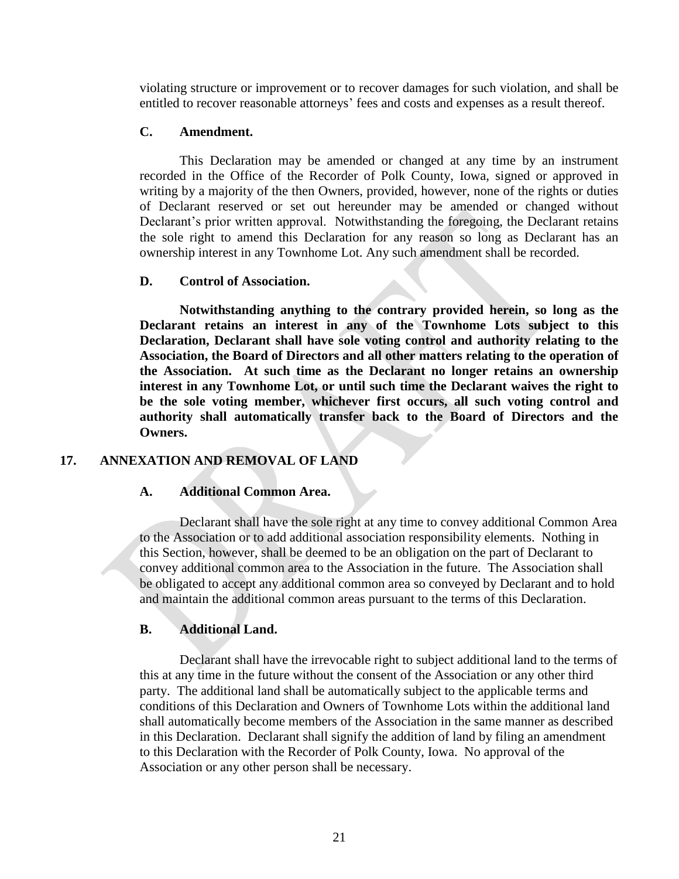violating structure or improvement or to recover damages for such violation, and shall be entitled to recover reasonable attorneys' fees and costs and expenses as a result thereof.

### C. Amendment.

This Declaration may be amended or changed at any time by an instrument recorded in the Office of the Recorder of Polk County, Iowa, signed or approved in writing by a majority of the then Owners, provided, however, none of the rights or duties of Declarant reserved or set out hereunder may be amended or changed without Declarant's prior written approval. Notwithstanding the foregoing, the Declarant retains the sole right to amend this Declaration for any reason so long as Declarant has an ownership interest in any Townhome Lot. Any such amendment shall be recorded.

### D. Control of Association.

**Notwithstanding anything to the contrary provided herein, so long as the Declarant retains an interest in any of the Townhome Lots subject to this Declaration, Declarant shall have sole voting control and authority relating to the Association, the Board of Directors and all other matters relating to the operation of the Association. At such time as the Declarant no longer retains an ownership interest in any Townhome Lot, or until such time the Declarant waives the right to be the sole voting member, whichever first occurs, all such voting control and authority shall automatically transfer back to the Board of Directors and the Owners.**

## 17. ANNEXATION AND REMOVAL OF LAND

### A. Additional Common Area.

Declarant shall have the sole right at any time to convey additional Common Area to the Association or to add additional association responsibility elements. Nothing in this Section, however, shall be deemed to be an obligation on the part of Declarant to convey additional common area to the Association in the future. The Association shall be obligated to accept any additional common area so conveyed by Declarant and to hold and maintain the additional common areas pursuant to the terms of this Declaration.

### B. Additional Land.

Declarant shall have the irrevocable right to subject additional land to the terms of this at any time in the future without the consent of the Association or any other third party. The additional land shall be automatically subject to the applicable terms and conditions of this Declaration and Owners of Townhome Lots within the additional land shall automatically become members of the Association in the same manner as described in this Declaration. Declarant shall signify the addition of land by filing an amendment to this Declaration with the Recorder of Polk County, Iowa. No approval of the Association or any other person shall be necessary.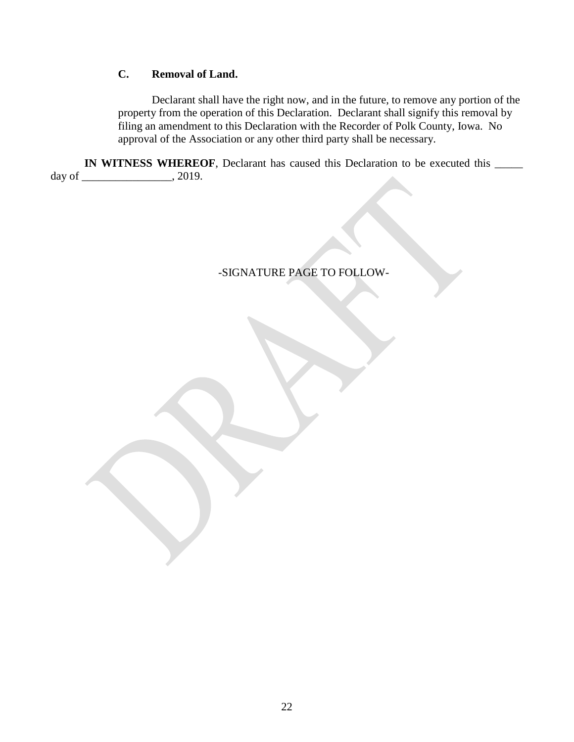### C. Removal of Land.

Declarant shall have the right now, and in the future, to remove any portion of the property from the operation of this Declaration. Declarant shall signify this removal by filing an amendment to this Declaration with the Recorder of Polk County, Iowa. No approval of the Association or any other third party shall be necessary.

**IN WITNESS WHEREOF**, Declarant has caused this Declaration to be executed this _____ day of ________________, 2019.

-SIGNATURE PAGE TO FOLLOW-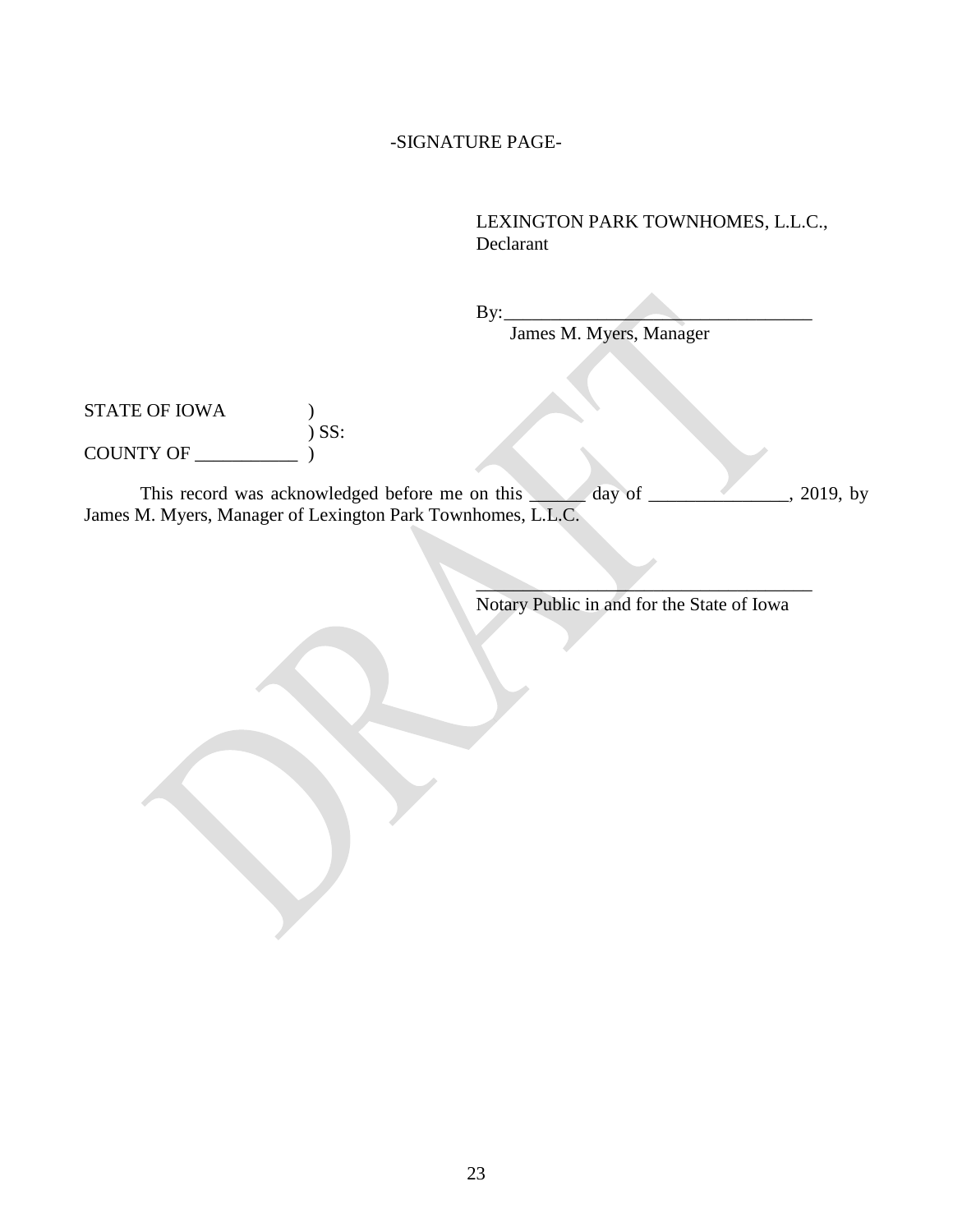-SIGNATURE PAGE-

LEXINGTON PARK TOWNHOMES, L.L.C.,
Declarant

By:_________________________________
James M. Myers, Manager

STATE OF IOWA )
) SS:
COUNTY OF ___________ )

This record was acknowledged before me on this ______ day of _______________, 2019, by James M. Myers, Manager of Lexington Park Townhomes, L.L.C.

_____________________________________
Notary Public in and for the State of Iowa